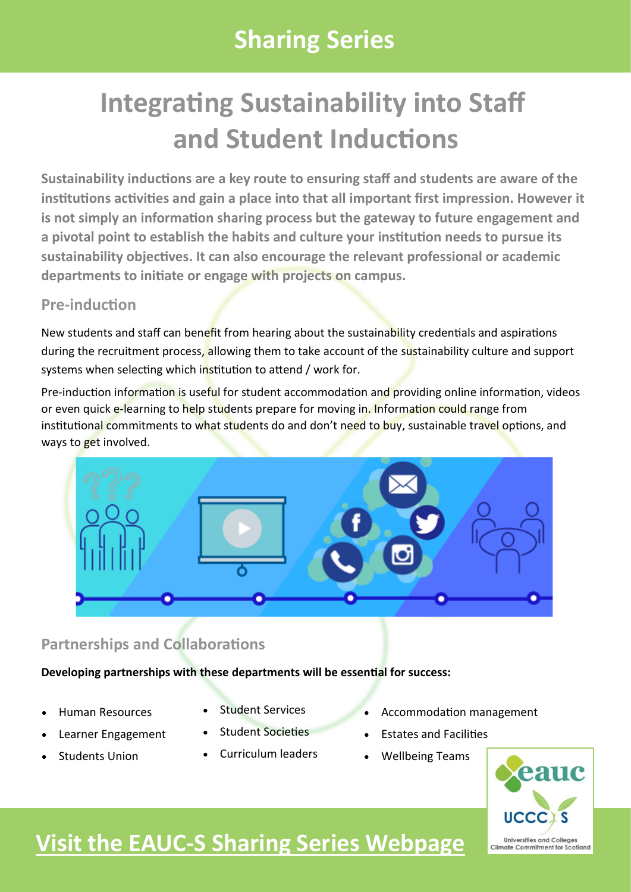# Sharing Series

## Integrating Sustainability into Staff and Student Inductions

**Sustainability inductions are a key route to ensuring staff and students are aware of the institutions activities and gain a place into that all important first impression. However it is not simply an information sharing process but the gateway to future engagement and a pivotal point to establish the habits and culture your institution needs to pursue its sustainability objectives. It can also encourage the relevant professional or academic departments to initiate or engage with projects on campus.**

### Pre-induction

New students and staff can benefit from hearing about the sustainability credentials and aspirations during the recruitment process, allowing them to take account of the sustainability culture and support systems when selecting which institution to attend / work for.

Pre-induction information is useful for student accommodation and providing online information, videos or even quick e-learning to help students prepare for moving in. Information could range from institutional commitments to what students do and don't need to buy, sustainable travel options, and ways to get involved.

### Partnerships and Collaborations

**Developing partnerships with these departments will be essential for success:**

- Human Resources
- Learner Engagement
- Students Union
- Student Services
- Student Societies
- Curriculum leaders
- Accommodation management
- Estates and Facilities
- Wellbeing Teams

eauc UCCCS Universities and Colleges Climate Commitment for Scotland

[Visit the EAUC-S Sharing Series Webpage]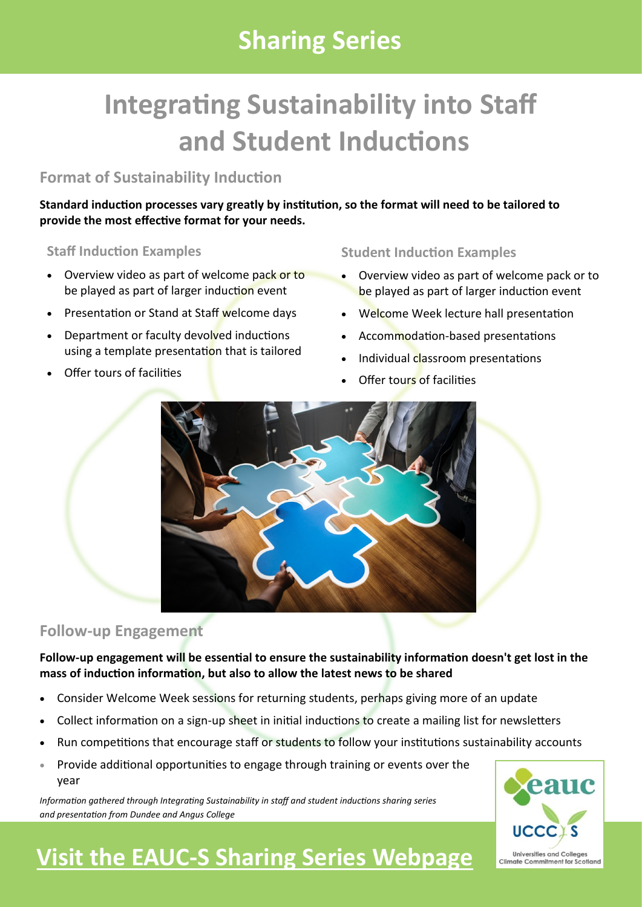# Sharing Series

# Integrating Sustainability into Staff and Student Inductions

## Format of Sustainability Induction

**Standard induction processes vary greatly by institution, so the format will need to be tailored to provide the most effective format for your needs.**

### Staff Induction Examples

- Overview video as part of welcome pack or to be played as part of larger induction event
- Presentation or Stand at Staff welcome days
- Department or faculty devolved inductions using a template presentation that is tailored
- Offer tours of facilities

### Student Induction Examples

- Overview video as part of welcome pack or to be played as part of larger induction event
- Welcome Week lecture hall presentation
- Accommodation-based presentations
- Individual classroom presentations
- Offer tours of facilities

## Follow-up Engagement

**Follow-up engagement will be essential to ensure the sustainability information doesn't get lost in the mass of induction information, but also to allow the latest news to be shared**

- Consider Welcome Week sessions for returning students, perhaps giving more of an update
- Collect information on a sign-up sheet in initial inductions to create a mailing list for newsletters
- Run competitions that encourage staff or students to follow your institutions sustainability accounts
- Provide additional opportunities to engage through training or events over the year

*Information gathered through Integrating Sustainability in staff and student inductions sharing series and presentation from Dundee and Angus College*

eauc
UCCCS
Universities and Colleges Climate Commitment for Scotland

## Visit the EAUC-S Sharing Series Webpage